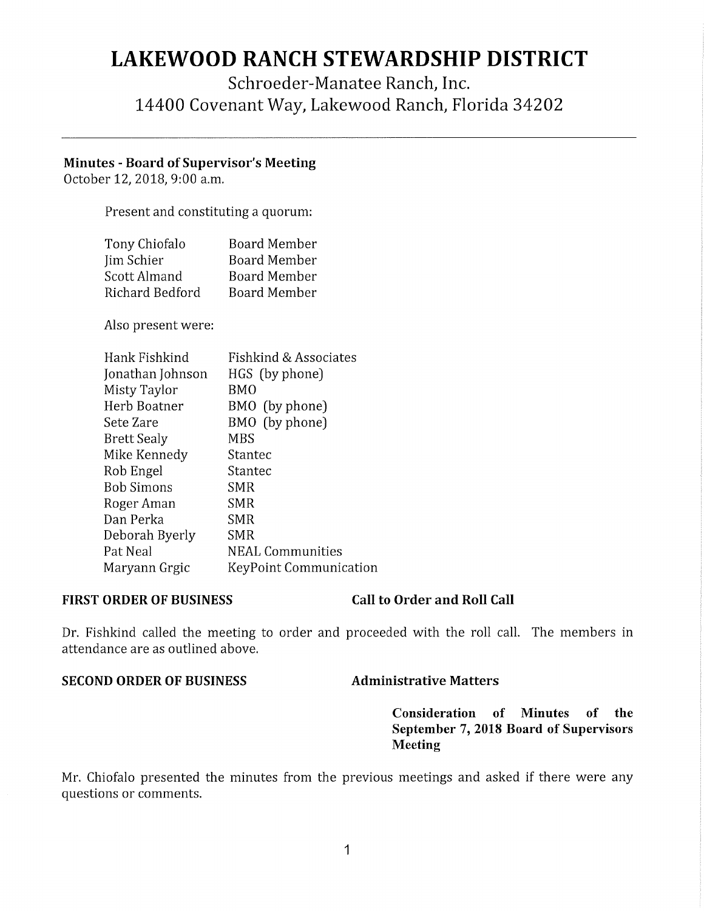# LAKEWOOD RANCH STEWARDSHIP DISTRICT

Schroeder-Manatee Ranch, Inc.
14400 Covenant Way, Lakewood Ranch, Florida 34202

---

**Minutes - Board of Supervisor's Meeting**
October 12, 2018, 9:00 a.m.

Present and constituting a quorum:

| | |
|---|---|
| Tony Chiofalo | Board Member |
| Jim Schier | Board Member |
| Scott Almand | Board Member |
| Richard Bedford | Board Member |

Also present were:

| | |
|---|---|
| Hank Fishkind | Fishkind & Associates |
| Jonathan Johnson | HGS (by phone) |
| Misty Taylor | BMO |
| Herb Boatner | BMO (by phone) |
| Sete Zare | BMO (by phone) |
| Brett Sealy | MBS |
| Mike Kennedy | Stantec |
| Rob Engel | Stantec |
| Bob Simons | SMR |
| Roger Aman | SMR |
| Dan Perka | SMR |
| Deborah Byerly | SMR |
| Pat Neal | NEAL Communities |
| Maryann Grgic | KeyPoint Communication |

**FIRST ORDER OF BUSINESS** **Call to Order and Roll Call**

Dr. Fishkind called the meeting to order and proceeded with the roll call. The members in attendance are as outlined above.

**SECOND ORDER OF BUSINESS** **Administrative Matters**

**Consideration of Minutes of the September 7, 2018 Board of Supervisors Meeting**

Mr. Chiofalo presented the minutes from the previous meetings and asked if there were any questions or comments.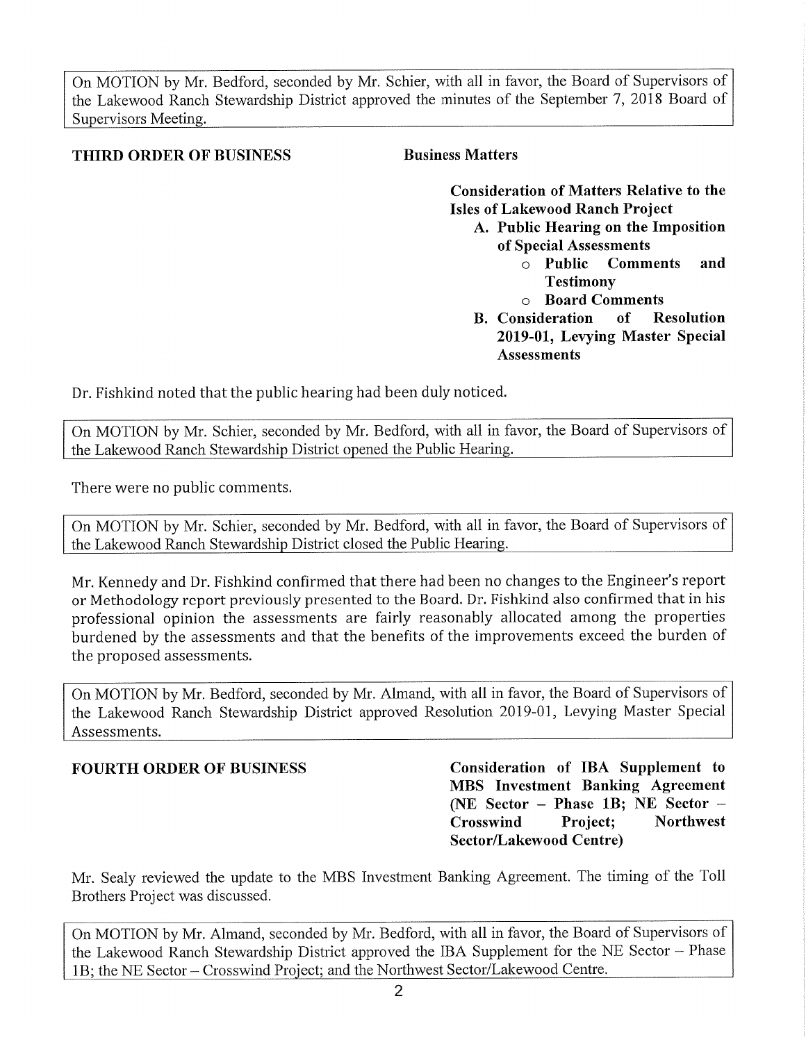On MOTION by Mr. Bedford, seconded by Mr. Schier, with all in favor, the Board of Supervisors of the Lakewood Ranch Stewardship District approved the minutes of the September 7, 2018 Board of Supervisors Meeting.

**THIRD ORDER OF BUSINESS** **Business Matters**

**Consideration of Matters Relative to the Isles of Lakewood Ranch Project**

- **A. Public Hearing on the Imposition of Special Assessments**
  - **Public Comments and Testimony**
  - **Board Comments**
- **B. Consideration of Resolution 2019-01, Levying Master Special Assessments**

Dr. Fishkind noted that the public hearing had been duly noticed.

On MOTION by Mr. Schier, seconded by Mr. Bedford, with all in favor, the Board of Supervisors of the Lakewood Ranch Stewardship District opened the Public Hearing.

There were no public comments.

On MOTION by Mr. Schier, seconded by Mr. Bedford, with all in favor, the Board of Supervisors of the Lakewood Ranch Stewardship District closed the Public Hearing.

Mr. Kennedy and Dr. Fishkind confirmed that there had been no changes to the Engineer's report or Methodology report previously presented to the Board. Dr. Fishkind also confirmed that in his professional opinion the assessments are fairly reasonably allocated among the properties burdened by the assessments and that the benefits of the improvements exceed the burden of the proposed assessments.

On MOTION by Mr. Bedford, seconded by Mr. Almand, with all in favor, the Board of Supervisors of the Lakewood Ranch Stewardship District approved Resolution 2019-01, Levying Master Special Assessments.

**FOURTH ORDER OF BUSINESS** **Consideration of IBA Supplement to MBS Investment Banking Agreement (NE Sector – Phase 1B; NE Sector – Crosswind Project; Northwest Sector/Lakewood Centre)**

Mr. Sealy reviewed the update to the MBS Investment Banking Agreement. The timing of the Toll Brothers Project was discussed.

On MOTION by Mr. Almand, seconded by Mr. Bedford, with all in favor, the Board of Supervisors of the Lakewood Ranch Stewardship District approved the IBA Supplement for the NE Sector – Phase 1B; the NE Sector – Crosswind Project; and the Northwest Sector/Lakewood Centre.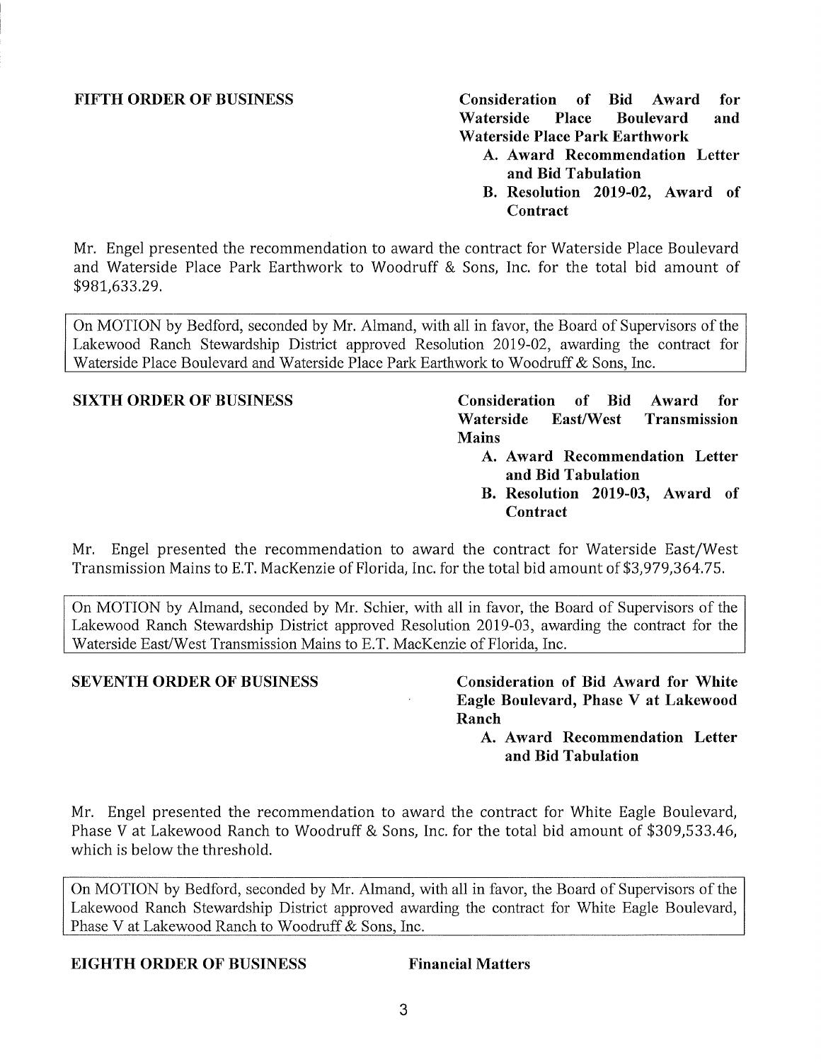**FIFTH ORDER OF BUSINESS** **Consideration of Bid Award for Waterside Place Boulevard and Waterside Place Park Earthwork**

A. **Award Recommendation Letter and Bid Tabulation**
B. **Resolution 2019-02, Award of Contract**

Mr. Engel presented the recommendation to award the contract for Waterside Place Boulevard and Waterside Place Park Earthwork to Woodruff & Sons, Inc. for the total bid amount of $981,633.29.

On MOTION by Bedford, seconded by Mr. Almand, with all in favor, the Board of Supervisors of the Lakewood Ranch Stewardship District approved Resolution 2019-02, awarding the contract for Waterside Place Boulevard and Waterside Place Park Earthwork to Woodruff & Sons, Inc.

**SIXTH ORDER OF BUSINESS** **Consideration of Bid Award for Waterside East/West Transmission Mains**

A. **Award Recommendation Letter and Bid Tabulation**
B. **Resolution 2019-03, Award of Contract**

Mr. Engel presented the recommendation to award the contract for Waterside East/West Transmission Mains to E.T. MacKenzie of Florida, Inc. for the total bid amount of $3,979,364.75.

On MOTION by Almand, seconded by Mr. Schier, with all in favor, the Board of Supervisors of the Lakewood Ranch Stewardship District approved Resolution 2019-03, awarding the contract for the Waterside East/West Transmission Mains to E.T. MacKenzie of Florida, Inc.

**SEVENTH ORDER OF BUSINESS** **Consideration of Bid Award for White Eagle Boulevard, Phase V at Lakewood Ranch**

A. **Award Recommendation Letter and Bid Tabulation**

Mr. Engel presented the recommendation to award the contract for White Eagle Boulevard, Phase V at Lakewood Ranch to Woodruff & Sons, Inc. for the total bid amount of $309,533.46, which is below the threshold.

On MOTION by Bedford, seconded by Mr. Almand, with all in favor, the Board of Supervisors of the Lakewood Ranch Stewardship District approved awarding the contract for White Eagle Boulevard, Phase V at Lakewood Ranch to Woodruff & Sons, Inc.

**EIGHTH ORDER OF BUSINESS** **Financial Matters**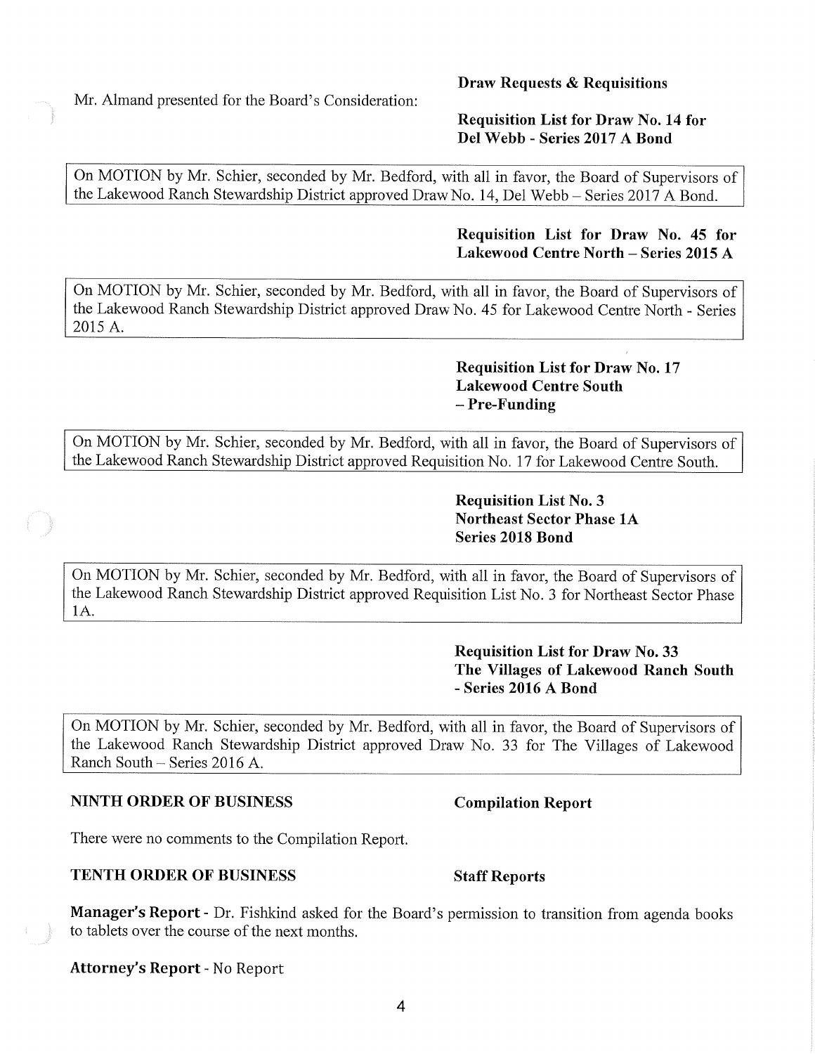Mr. Almand presented for the Board's Consideration:

**Draw Requests & Requisitions**

**Requisition List for Draw No. 14 for Del Webb - Series 2017 A Bond**

On MOTION by Mr. Schier, seconded by Mr. Bedford, with all in favor, the Board of Supervisors of the Lakewood Ranch Stewardship District approved Draw No. 14, Del Webb – Series 2017 A Bond.

**Requisition List for Draw No. 45 for Lakewood Centre North – Series 2015 A**

On MOTION by Mr. Schier, seconded by Mr. Bedford, with all in favor, the Board of Supervisors of the Lakewood Ranch Stewardship District approved Draw No. 45 for Lakewood Centre North - Series 2015 A.

**Requisition List for Draw No. 17 Lakewood Centre South – Pre-Funding**

On MOTION by Mr. Schier, seconded by Mr. Bedford, with all in favor, the Board of Supervisors of the Lakewood Ranch Stewardship District approved Requisition No. 17 for Lakewood Centre South.

**Requisition List No. 3 Northeast Sector Phase 1A Series 2018 Bond**

On MOTION by Mr. Schier, seconded by Mr. Bedford, with all in favor, the Board of Supervisors of the Lakewood Ranch Stewardship District approved Requisition List No. 3 for Northeast Sector Phase 1A.

**Requisition List for Draw No. 33 The Villages of Lakewood Ranch South - Series 2016 A Bond**

On MOTION by Mr. Schier, seconded by Mr. Bedford, with all in favor, the Board of Supervisors of the Lakewood Ranch Stewardship District approved Draw No. 33 for The Villages of Lakewood Ranch South – Series 2016 A.

**NINTH ORDER OF BUSINESS** **Compilation Report**

There were no comments to the Compilation Report.

**TENTH ORDER OF BUSINESS** **Staff Reports**

**Manager's Report** - Dr. Fishkind asked for the Board's permission to transition from agenda books to tablets over the course of the next months.

**Attorney's Report** - No Report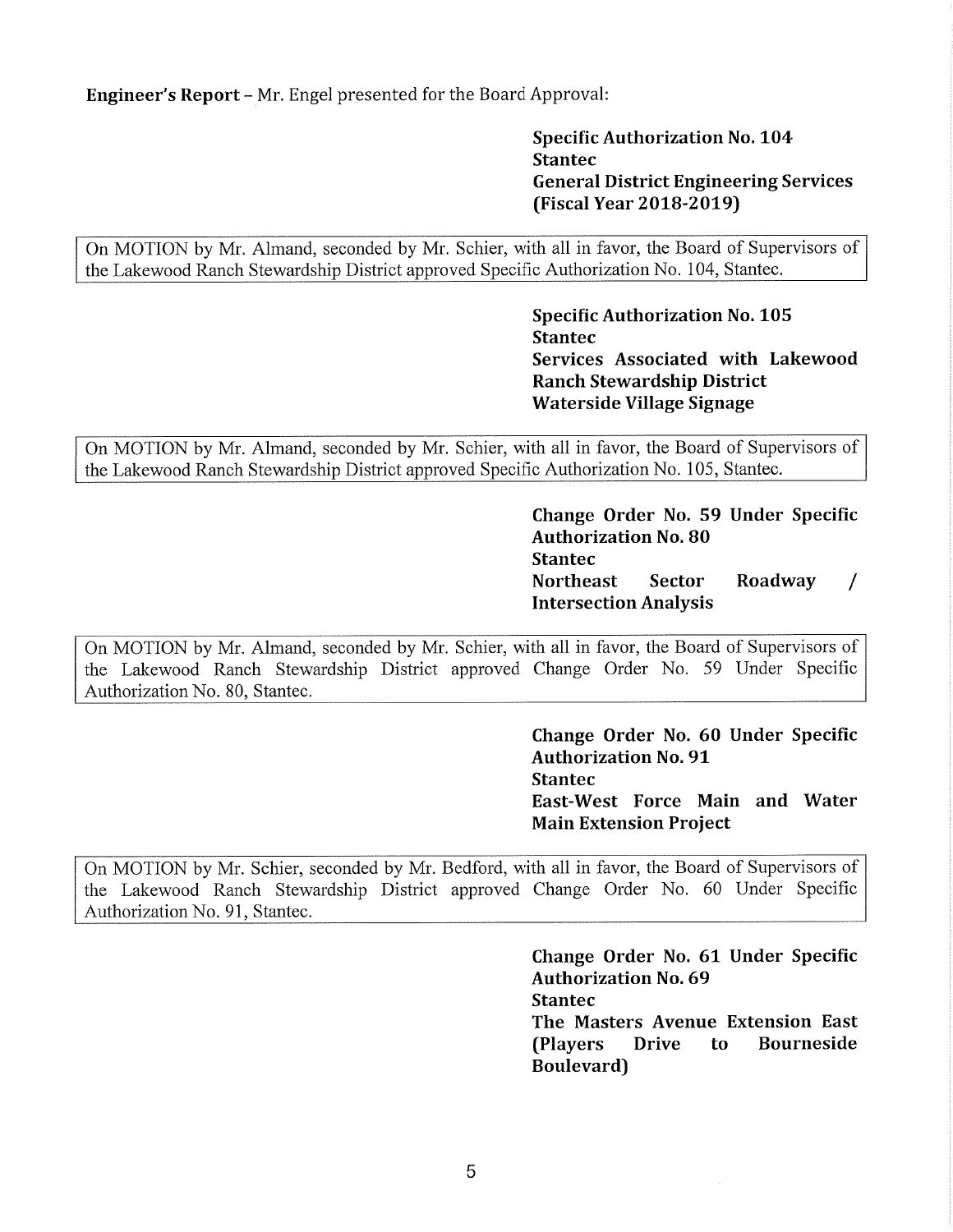**Engineer's Report** – Mr. Engel presented for the Board Approval:

**Specific Authorization No. 104**
**Stantec**
**General District Engineering Services (Fiscal Year 2018-2019)**

> On MOTION by Mr. Almand, seconded by Mr. Schier, with all in favor, the Board of Supervisors of the Lakewood Ranch Stewardship District approved Specific Authorization No. 104, Stantec.

**Specific Authorization No. 105**
**Stantec**
**Services Associated with Lakewood Ranch Stewardship District Waterside Village Signage**

> On MOTION by Mr. Almand, seconded by Mr. Schier, with all in favor, the Board of Supervisors of the Lakewood Ranch Stewardship District approved Specific Authorization No. 105, Stantec.

**Change Order No. 59 Under Specific Authorization No. 80**
**Stantec**
**Northeast Sector Roadway / Intersection Analysis**

> On MOTION by Mr. Almand, seconded by Mr. Schier, with all in favor, the Board of Supervisors of the Lakewood Ranch Stewardship District approved Change Order No. 59 Under Specific Authorization No. 80, Stantec.

**Change Order No. 60 Under Specific Authorization No. 91**
**Stantec**
**East-West Force Main and Water Main Extension Project**

> On MOTION by Mr. Schier, seconded by Mr. Bedford, with all in favor, the Board of Supervisors of the Lakewood Ranch Stewardship District approved Change Order No. 60 Under Specific Authorization No. 91, Stantec.

**Change Order No. 61 Under Specific Authorization No. 69**
**Stantec**
**The Masters Avenue Extension East (Players Drive to Bourneside Boulevard)**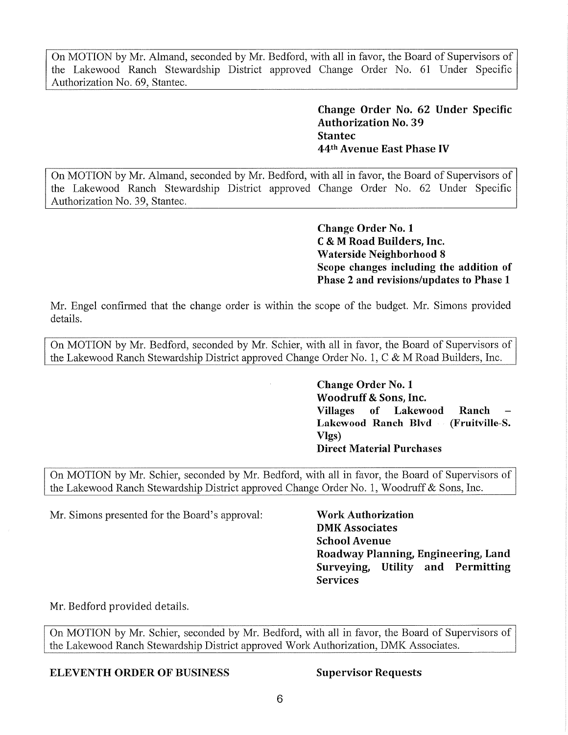On MOTION by Mr. Almand, seconded by Mr. Bedford, with all in favor, the Board of Supervisors of the Lakewood Ranch Stewardship District approved Change Order No. 61 Under Specific Authorization No. 69, Stantec.

**Change Order No. 62 Under Specific Authorization No. 39**
**Stantec**
**44th Avenue East Phase IV**

On MOTION by Mr. Almand, seconded by Mr. Bedford, with all in favor, the Board of Supervisors of the Lakewood Ranch Stewardship District approved Change Order No. 62 Under Specific Authorization No. 39, Stantec.

**Change Order No. 1**
**C & M Road Builders, Inc.**
**Waterside Neighborhood 8**
**Scope changes including the addition of Phase 2 and revisions/updates to Phase 1**

Mr. Engel confirmed that the change order is within the scope of the budget. Mr. Simons provided details.

On MOTION by Mr. Bedford, seconded by Mr. Schier, with all in favor, the Board of Supervisors of the Lakewood Ranch Stewardship District approved Change Order No. 1, C & M Road Builders, Inc.

**Change Order No. 1**
**Woodruff & Sons, Inc.**
**Villages of Lakewood Ranch – Lakewood Ranch Blvd (Fruitville-S. Vlgs)**
**Direct Material Purchases**

On MOTION by Mr. Schier, seconded by Mr. Bedford, with all in favor, the Board of Supervisors of the Lakewood Ranch Stewardship District approved Change Order No. 1, Woodruff & Sons, Inc.

Mr. Simons presented for the Board's approval:

**Work Authorization**
**DMK Associates**
**School Avenue**
**Roadway Planning, Engineering, Land Surveying, Utility and Permitting Services**

Mr. Bedford provided details.

On MOTION by Mr. Schier, seconded by Mr. Bedford, with all in favor, the Board of Supervisors of the Lakewood Ranch Stewardship District approved Work Authorization, DMK Associates.

**ELEVENTH ORDER OF BUSINESS** **Supervisor Requests**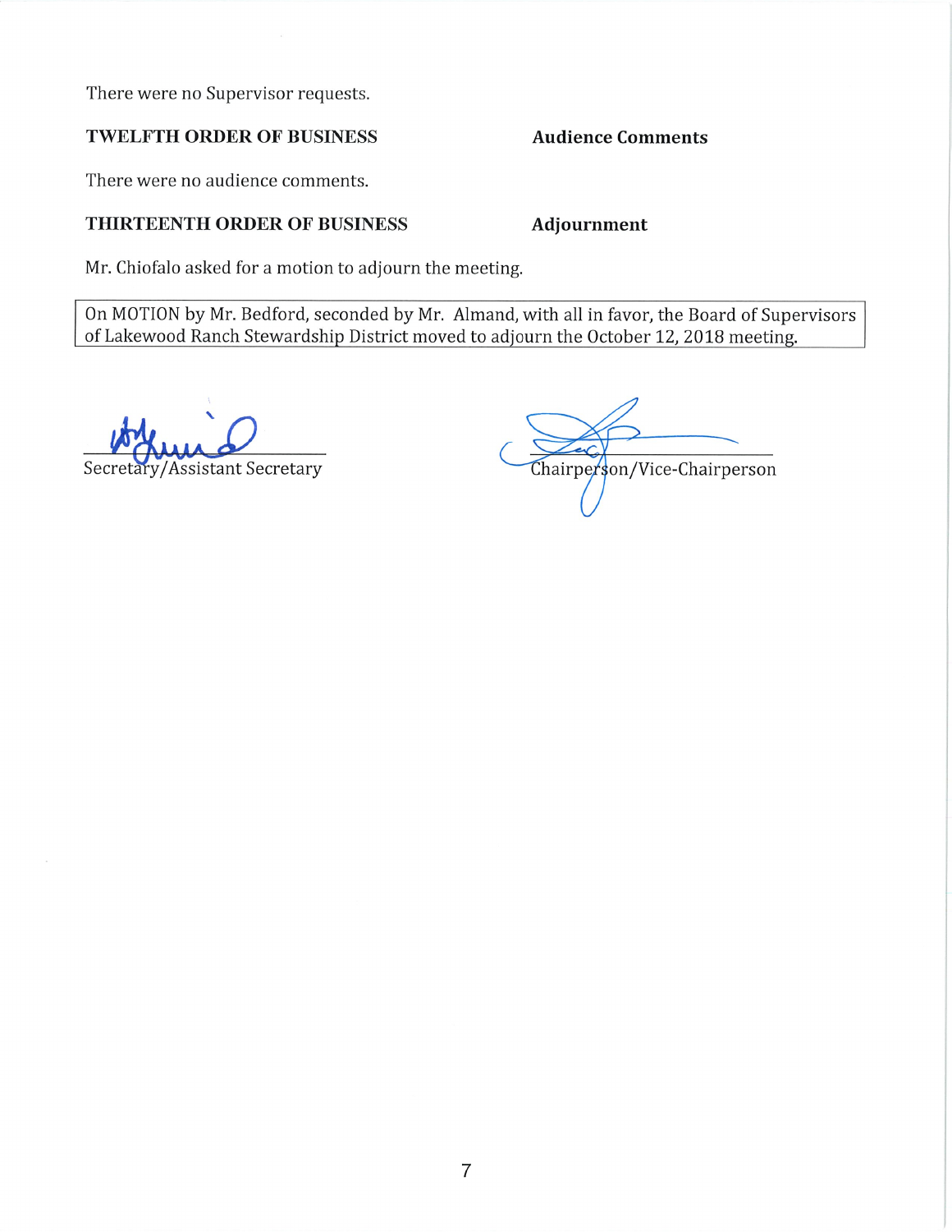There were no Supervisor requests.

**TWELFTH ORDER OF BUSINESS** **Audience Comments**

There were no audience comments.

**THIRTEENTH ORDER OF BUSINESS** **Adjournment**

Mr. Chiofalo asked for a motion to adjourn the meeting.

| |
|---|
| On MOTION by Mr. Bedford, seconded by Mr. Almand, with all in favor, the Board of Supervisors of Lakewood Ranch Stewardship District moved to adjourn the October 12, 2018 meeting. |

Secretary/Assistant Secretary

Chairperson/Vice-Chairperson